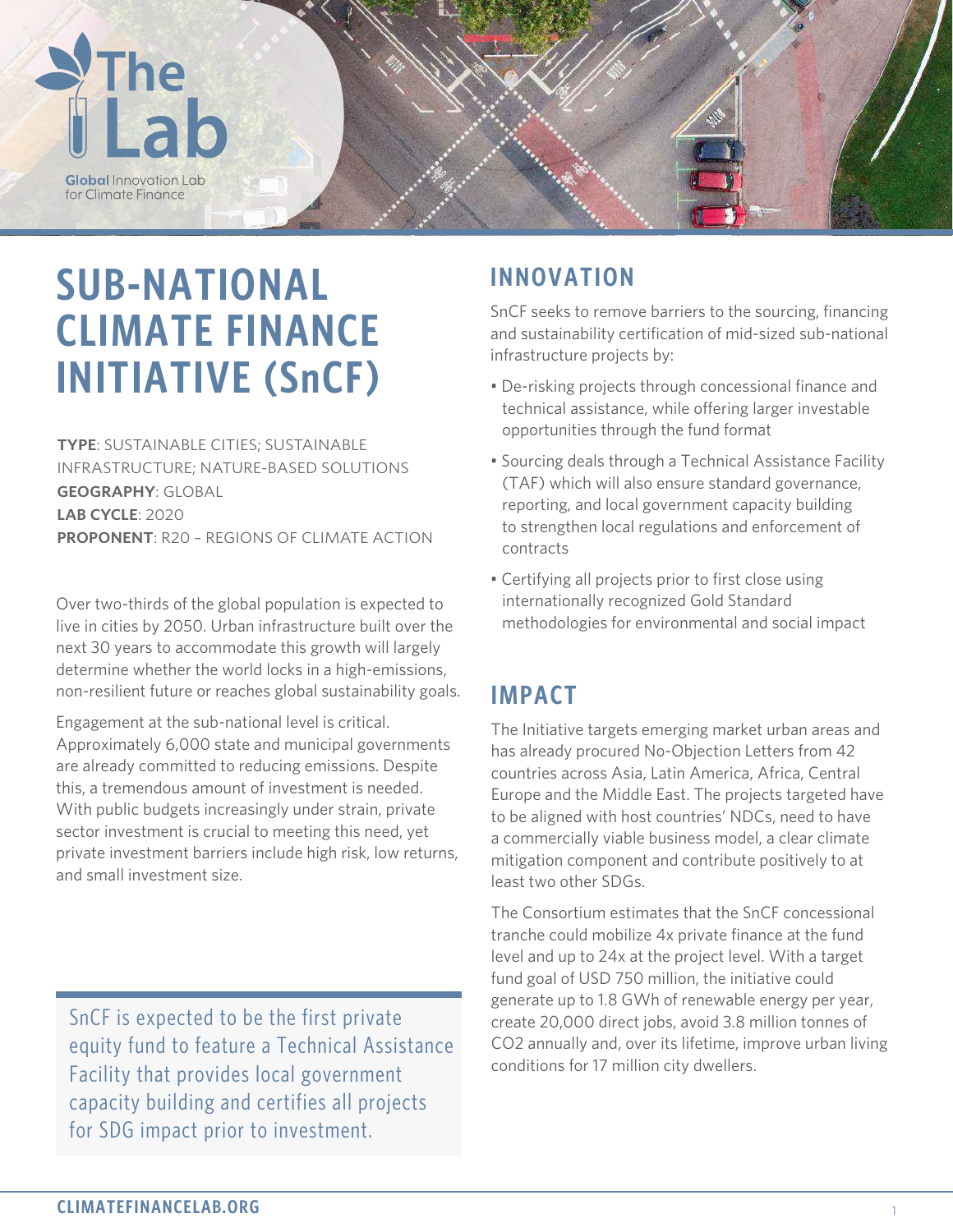The Lab

Global Innovation Lab for Climate Finance

# SUB-NATIONAL CLIMATE FINANCE INITIATIVE (SnCF)

**TYPE**: SUSTAINABLE CITIES; SUSTAINABLE INFRASTRUCTURE; NATURE-BASED SOLUTIONS
**GEOGRAPHY**: GLOBAL
**LAB CYCLE**: 2020
**PROPONENT**: R20 – REGIONS OF CLIMATE ACTION

Over two-thirds of the global population is expected to live in cities by 2050. Urban infrastructure built over the next 30 years to accommodate this growth will largely determine whether the world locks in a high-emissions, non-resilient future or reaches global sustainability goals.

Engagement at the sub-national level is critical. Approximately 6,000 state and municipal governments are already committed to reducing emissions. Despite this, a tremendous amount of investment is needed. With public budgets increasingly under strain, private sector investment is crucial to meeting this need, yet private investment barriers include high risk, low returns, and small investment size.

> SnCF is expected to be the first private equity fund to feature a Technical Assistance Facility that provides local government capacity building and certifies all projects for SDG impact prior to investment.

## INNOVATION

SnCF seeks to remove barriers to the sourcing, financing and sustainability certification of mid-sized sub-national infrastructure projects by:

- De-risking projects through concessional finance and technical assistance, while offering larger investable opportunities through the fund format
- Sourcing deals through a Technical Assistance Facility (TAF) which will also ensure standard governance, reporting, and local government capacity building to strengthen local regulations and enforcement of contracts
- Certifying all projects prior to first close using internationally recognized Gold Standard methodologies for environmental and social impact

## IMPACT

The Initiative targets emerging market urban areas and has already procured No-Objection Letters from 42 countries across Asia, Latin America, Africa, Central Europe and the Middle East. The projects targeted have to be aligned with host countries' NDCs, need to have a commercially viable business model, a clear climate mitigation component and contribute positively to at least two other SDGs.

The Consortium estimates that the SnCF concessional tranche could mobilize 4x private finance at the fund level and up to 24x at the project level. With a target fund goal of USD 750 million, the initiative could generate up to 1.8 GWh of renewable energy per year, create 20,000 direct jobs, avoid 3.8 million tonnes of $CO_2$ annually and, over its lifetime, improve urban living conditions for 17 million city dwellers.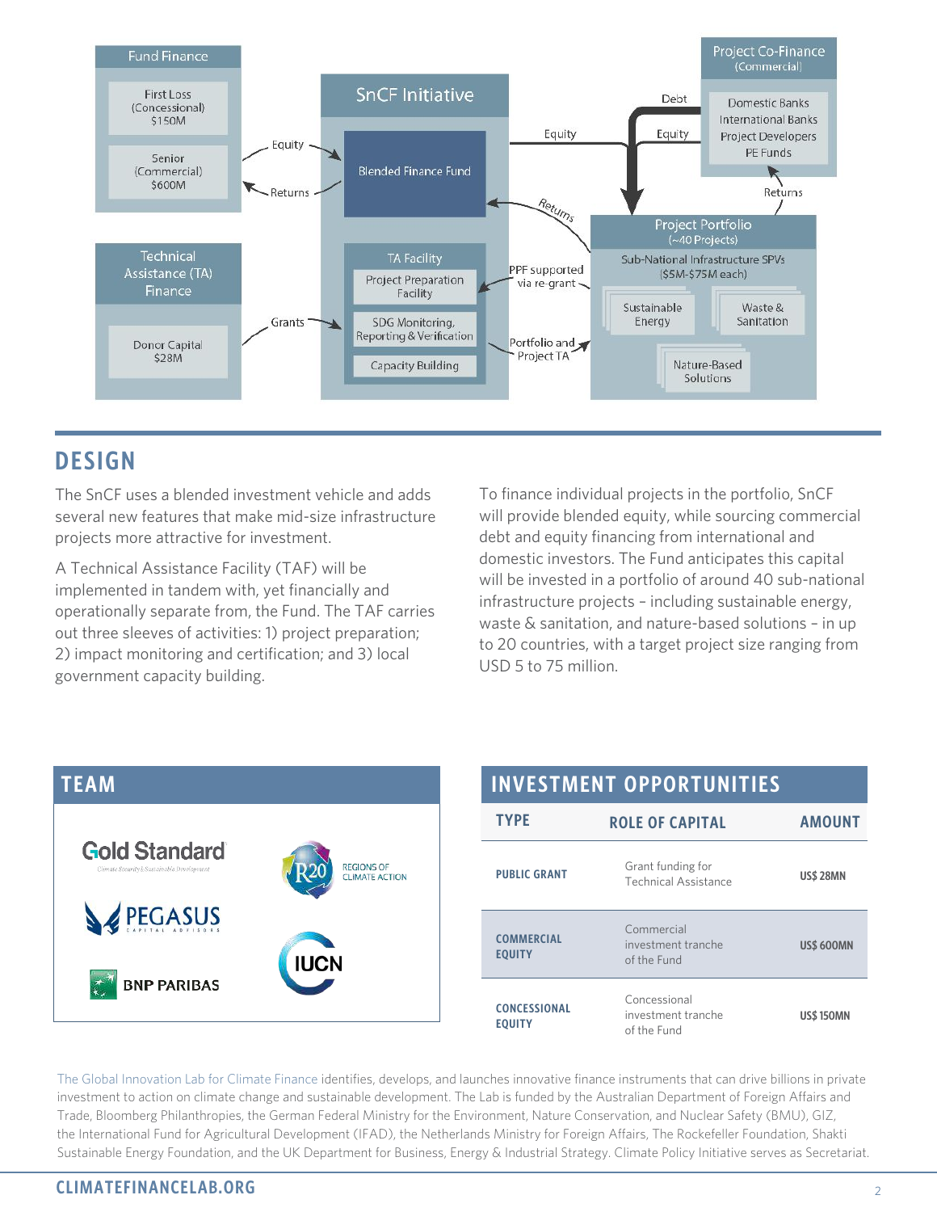Fund Finance

First Loss (Concessional) $150M

Senior (Commercial) $600M

Equity

Returns

SnCF Initiative

Blended Finance Fund

Project Co-Finance (Commercial)

Domestic Banks
International Banks
Project Developers
PE Funds

Debt

Equity

Equity

Returns

Returns

Project Portfolio (~40 Projects)

Sub-National Infrastructure SPVs ($5M-$75M each)

Sustainable Energy

Waste & Sanitation

Nature-Based Solutions

Technical Assistance (TA) Finance

Donor Capital $28M

Grants

TA Facility

Project Preparation Facility

SDG Monitoring, Reporting & Verification

Capacity Building

PPF supported via re-grant

Portfolio and Project TA

## DESIGN

The SnCF uses a blended investment vehicle and adds several new features that make mid-size infrastructure projects more attractive for investment.

A Technical Assistance Facility (TAF) will be implemented in tandem with, yet financially and operationally separate from, the Fund. The TAF carries out three sleeves of activities: 1) project preparation; 2) impact monitoring and certification; and 3) local government capacity building.

To finance individual projects in the portfolio, SnCF will provide blended equity, while sourcing commercial debt and equity financing from international and domestic investors. The Fund anticipates this capital will be invested in a portfolio of around 40 sub-national infrastructure projects – including sustainable energy, waste & sanitation, and nature-based solutions – in up to 20 countries, with a target project size ranging from USD 5 to 75 million.

## TEAM

Gold Standard

Pegasus Capital Advisors

BNP Paribas

R20 Regions of Climate Action

IUCN

## INVESTMENT OPPORTUNITIES

| TYPE | ROLE OF CAPITAL | AMOUNT |
|---|---|---|
| **PUBLIC GRANT** | Grant funding for Technical Assistance | **US$ 28MN** |
| **COMMERCIAL EQUITY** | Commercial investment tranche of the Fund | **US$ 600MN** |
| **CONCESSIONAL EQUITY** | Concessional investment tranche of the Fund | **US$ 150MN** |

The Global Innovation Lab for Climate Finance identifies, develops, and launches innovative finance instruments that can drive billions in private investment to action on climate change and sustainable development. The Lab is funded by the Australian Department of Foreign Affairs and Trade, Bloomberg Philanthropies, the German Federal Ministry for the Environment, Nature Conservation, and Nuclear Safety (BMU), GIZ, the International Fund for Agricultural Development (IFAD), the Netherlands Ministry for Foreign Affairs, The Rockefeller Foundation, Shakti Sustainable Energy Foundation, and the UK Department for Business, Energy & Industrial Strategy. Climate Policy Initiative serves as Secretariat.

CLIMATEFINANCELAB.ORG